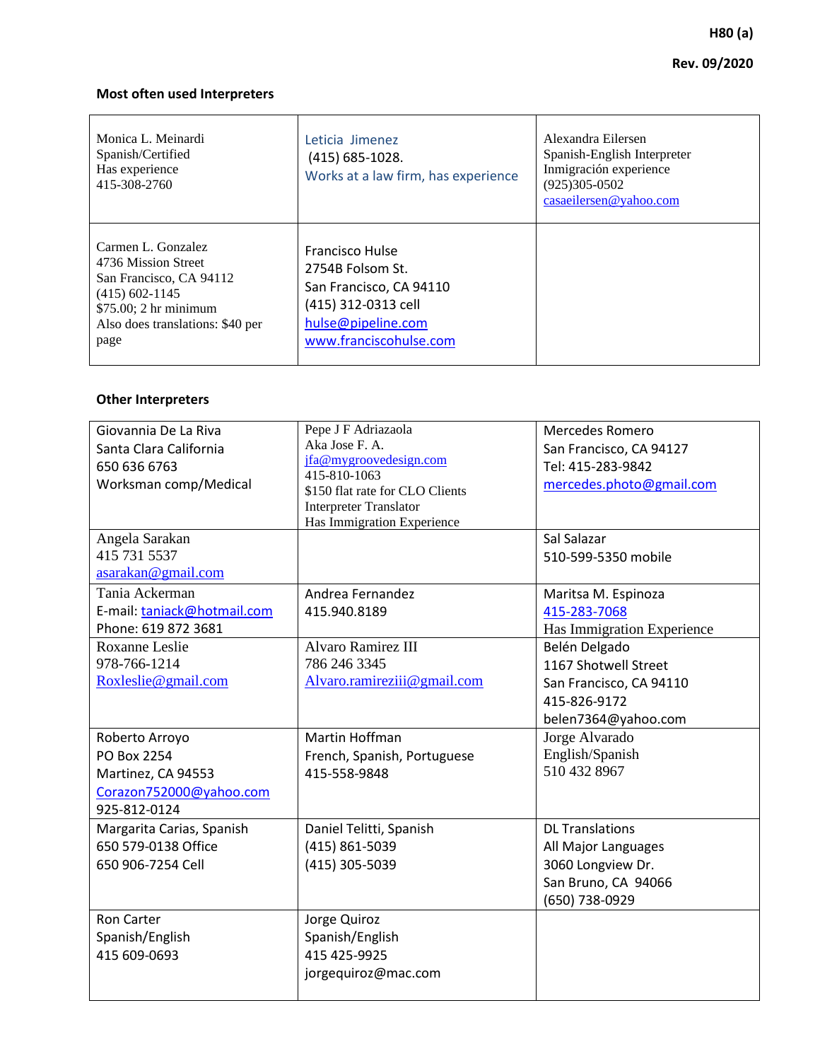H80 (a)

Rev. 09/2020

**Most often used Interpreters**

| | | |
|---|---|---|
| Monica L. Meinardi<br>Spanish/Certified<br>Has experience<br>415-308-2760 | Leticia Jimenez<br>(415) 685-1028.<br>Works at a law firm, has experience | Alexandra Eilersen<br>Spanish-English Interpreter<br>Inmigración experience<br>(925)305-0502<br>casaeilersen@yahoo.com |
| Carmen L. Gonzalez<br>4736 Mission Street<br>San Francisco, CA 94112<br>(415) 602-1145<br>$75.00; 2 hr minimum<br>Also does translations: $40 per page | Francisco Hulse<br>2754B Folsom St.<br>San Francisco, CA 94110<br>(415) 312-0313 cell<br>hulse@pipeline.com<br>www.franciscohulse.com | |

**Other Interpreters**

| | | |
|---|---|---|
| Giovannia De La Riva<br>Santa Clara California<br>650 636 6763<br>Worksman comp/Medical | Pepe J F Adriazaola<br>Aka Jose F. A.<br>jfa@mygroovedesign.com<br>415-810-1063<br>$150 flat rate for CLO Clients<br>Interpreter Translator<br>Has Immigration Experience | Mercedes Romero<br>San Francisco, CA 94127<br>Tel: 415-283-9842<br>mercedes.photo@gmail.com |
| Angela Sarakan<br>415 731 5537<br>asarakan@gmail.com | | Sal Salazar<br>510-599-5350 mobile |
| Tania Ackerman<br>E-mail: taniack@hotmail.com<br>Phone: 619 872 3681 | Andrea Fernandez<br>415.940.8189 | Maritsa M. Espinoza<br>415-283-7068<br>Has Immigration Experience |
| Roxanne Leslie<br>978-766-1214<br>Roxleslie@gmail.com | Alvaro Ramirez III<br>786 246 3345<br>Alvaro.ramireziii@gmail.com | Belén Delgado<br>1167 Shotwell Street<br>San Francisco, CA 94110<br>415-826-9172<br>belen7364@yahoo.com |
| Roberto Arroyo<br>PO Box 2254<br>Martinez, CA 94553<br>Corazon752000@yahoo.com<br>925-812-0124 | Martin Hoffman<br>French, Spanish, Portuguese<br>415-558-9848 | Jorge Alvarado<br>English/Spanish<br>510 432 8967 |
| Margarita Carias, Spanish<br>650 579-0138 Office<br>650 906-7254 Cell | Daniel Telitti, Spanish<br>(415) 861-5039<br>(415) 305-5039 | DL Translations<br>All Major Languages<br>3060 Longview Dr.<br>San Bruno, CA 94066<br>(650) 738-0929 |
| Ron Carter<br>Spanish/English<br>415 609-0693 | Jorge Quiroz<br>Spanish/English<br>415 425-9925<br>jorgequiroz@mac.com | |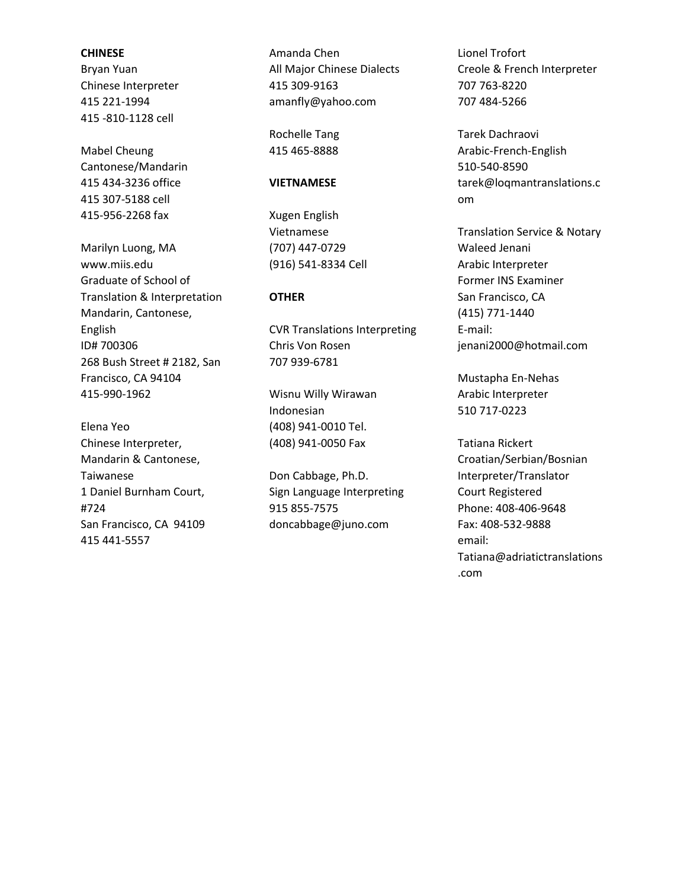**CHINESE**

Bryan Yuan
Chinese Interpreter
415 221-1994
415 -810-1128 cell

Mabel Cheung
Cantonese/Mandarin
415 434-3236 office
415 307-5188 cell
415-956-2268 fax

Marilyn Luong, MA
www.miis.edu
Graduate of School of Translation & Interpretation
Mandarin, Cantonese, English
ID# 700306
268 Bush Street # 2182, San Francisco, CA 94104
415-990-1962

Elena Yeo
Chinese Interpreter, Mandarin & Cantonese, Taiwanese
1 Daniel Burnham Court, #724
San Francisco, CA 94109
415 441-5557

Amanda Chen
All Major Chinese Dialects
415 309-9163
amanfly@yahoo.com

Rochelle Tang
415 465-8888

**VIETNAMESE**

Xugen English
Vietnamese
(707) 447-0729
(916) 541-8334 Cell

**OTHER**

CVR Translations Interpreting
Chris Von Rosen
707 939-6781

Wisnu Willy Wirawan
Indonesian
(408) 941-0010 Tel.
(408) 941-0050 Fax

Don Cabbage, Ph.D.
Sign Language Interpreting
915 855-7575
doncabbage@juno.com

Lionel Trofort
Creole & French Interpreter
707 763-8220
707 484-5266

Tarek Dachraovi
Arabic-French-English
510-540-8590
tarek@loqmantranslations.com

Translation Service & Notary
Waleed Jenani
Arabic Interpreter
Former INS Examiner
San Francisco, CA
(415) 771-1440
E-mail:
jenani2000@hotmail.com

Mustapha En-Nehas
Arabic Interpreter
510 717-0223

Tatiana Rickert
Croatian/Serbian/Bosnian
Interpreter/Translator
Court Registered
Phone: 408-406-9648
Fax: 408-532-9888
email:
Tatiana@adriatictranslations.com